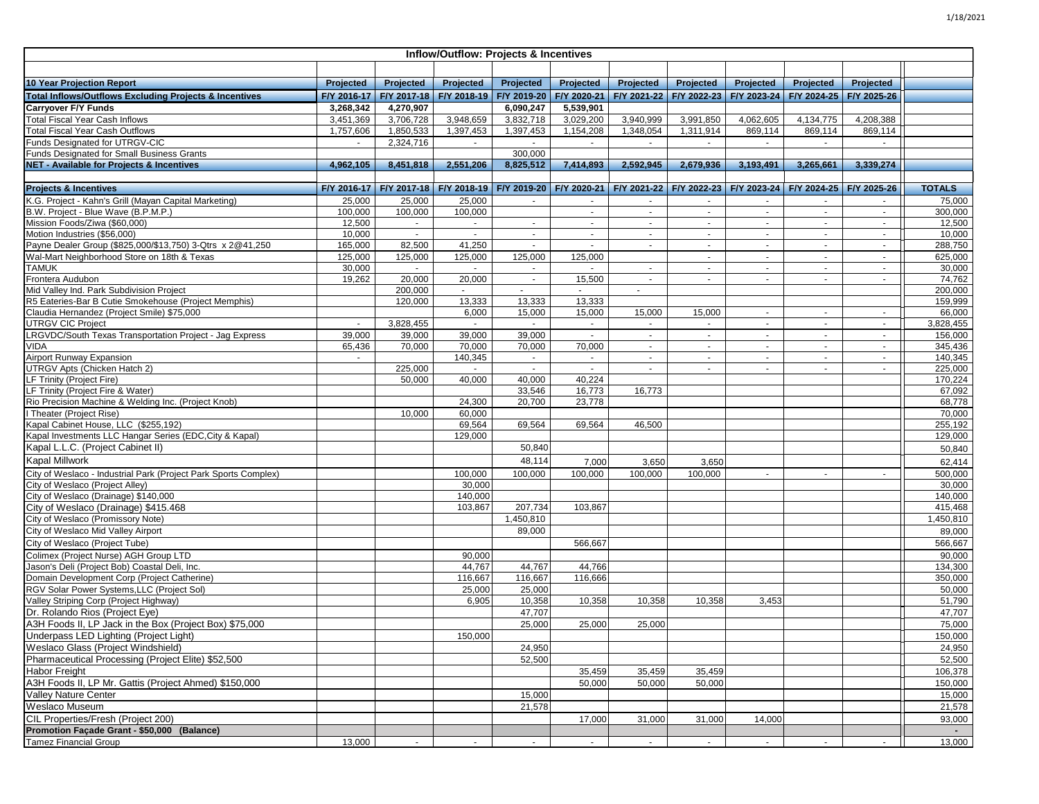| Inflow/Outflow: Projects & Incentives | | | | | | | | | | | |
|---|---|---|---|---|---|---|---|---|---|---|---|
| **10 Year Projection Report** | **Projected** | **Projected** | **Projected** | **Projected** | **Projected** | **Projected** | **Projected** | **Projected** | **Projected** | **Projected** | |
| **Total Inflows/Outflows Excluding Projects & Incentives** | **F/Y 2016-17** | **F/Y 2017-18** | **F/Y 2018-19** | **F/Y 2019-20** | **F/Y 2020-21** | **F/Y 2021-22** | **F/Y 2022-23** | **F/Y 2023-24** | **F/Y 2024-25** | **F/Y 2025-26** | |
| **Carryover F/Y Funds** | **3,268,342** | **4,270,907** | | **6,090,247** | **5,539,901** | | | | | | |
| Total Fiscal Year Cash Inflows | 3,451,369 | 3,706,728 | 3,948,659 | 3,832,718 | 3,029,200 | 3,940,999 | 3,991,850 | 4,062,605 | 4,134,775 | 4,208,388 | |
| Total Fiscal Year Cash Outflows | 1,757,606 | 1,850,533 | 1,397,453 | 1,397,453 | 1,154,208 | 1,348,054 | 1,311,914 | 869,114 | 869,114 | 869,114 | |
| Funds Designated for UTRGV-CIC | - | 2,324,716 | - | - | - | - | - | - | - | - | |
| Funds Designated for Small Business Grants | | | | 300,000 | | | | | | | |
| **NET - Available for Projects & Incentives** | **4,962,105** | **8,451,818** | **2,551,206** | **8,825,512** | **7,414,893** | **2,592,945** | **2,679,936** | **3,193,491** | **3,265,661** | **3,339,274** | |
| **Projects & Incentives** | **F/Y 2016-17** | **F/Y 2017-18** | **F/Y 2018-19** | **F/Y 2019-20** | **F/Y 2020-21** | **F/Y 2021-22** | **F/Y 2022-23** | **F/Y 2023-24** | **F/Y 2024-25** | **F/Y 2025-26** | **TOTALS** |
| K.G. Project - Kahn's Grill (Mayan Capital Marketing) | 25,000 | 25,000 | 25,000 | - | - | - | - | - | - | - | 75,000 |
| B.W. Project - Blue Wave (B.P.M.P.) | 100,000 | 100,000 | 100,000 | | - | - | - | - | - | - | 300,000 |
| Mission Foods/Ziwa ($60,000) | 12,500 | - | - | - | - | - | - | - | - | - | 12,500 |
| Motion Industries ($56,000) | 10,000 | - | - | - | - | - | - | - | - | - | 10,000 |
| Payne Dealer Group ($825,000/$13,750) 3-Qtrs x 2@41,250 | 165,000 | 82,500 | 41,250 | - | - | - | - | - | - | - | 288,750 |
| Wal-Mart Neighborhood Store on 18th & Texas | 125,000 | 125,000 | 125,000 | 125,000 | 125,000 | | - | - | - | - | 625,000 |
| TAMUK | 30,000 | - | - | - | - | - | - | - | - | - | 30,000 |
| Frontera Audubon | 19,262 | 20,000 | 20,000 | - | 15,500 | - | - | - | - | - | 74,762 |
| Mid Valley Ind. Park Subdivision Project | | 200,000 | - | - | - | - | | | | | 200,000 |
| R5 Eateries-Bar B Cutie Smokehouse (Project Memphis) | | 120,000 | 13,333 | 13,333 | 13,333 | | | | | | 159,999 |
| Claudia Hernandez (Project Smile) $75,000 | | | 6,000 | 15,000 | 15,000 | 15,000 | 15,000 | - | - | - | 66,000 |
| UTRGV CIC Project | - | 3,828,455 | - | - | - | - | - | - | - | - | 3,828,455 |
| LRGVDC/South Texas Transportation Project - Jag Express | 39,000 | 39,000 | 39,000 | 39,000 | - | - | - | - | - | - | 156,000 |
| VIDA | 65,436 | 70,000 | 70,000 | 70,000 | 70,000 | - | - | - | - | - | 345,436 |
| Airport Runway Expansion | - | | 140,345 | - | - | - | - | - | - | - | 140,345 |
| UTRGV Apts (Chicken Hatch 2) | | 225,000 | - | - | - | - | - | - | - | - | 225,000 |
| LF Trinity (Project Fire) | | 50,000 | 40,000 | 40,000 | 40,224 | | | | | | 170,224 |
| LF Trinity (Project Fire & Water) | | | | 33,546 | 16,773 | 16,773 | | | | | 67,092 |
| Rio Precision Machine & Welding Inc. (Project Knob) | | | 24,300 | 20,700 | 23,778 | | | | | | 68,778 |
| I Theater (Project Rise) | | 10,000 | 60,000 | | | | | | | | 70,000 |
| Kapal Cabinet House, LLC ($255,192) | | | 69,564 | 69,564 | 69,564 | 46,500 | | | | | 255,192 |
| Kapal Investments LLC Hangar Series (EDC,City & Kapal) | | | 129,000 | | | | | | | | 129,000 |
| Kapal L.L.C. (Project Cabinet II) | | | | 50,840 | | | | | | | 50,840 |
| Kapal Millwork | | | | 48,114 | 7,000 | 3,650 | 3,650 | | | | 62,414 |
| City of Weslaco - Industrial Park (Project Park Sports Complex) | | | 100,000 | 100,000 | 100,000 | 100,000 | 100,000 | - | - | - | 500,000 |
| City of Weslaco (Project Alley) | | | 30,000 | | | | | | | | 30,000 |
| City of Weslaco (Drainage) $140,000 | | | 140,000 | | | | | | | | 140,000 |
| City of Weslaco (Drainage) $415.468 | | | 103,867 | 207,734 | 103,867 | | | | | | 415,468 |
| City of Weslaco (Promissory Note) | | | | 1,450,810 | | | | | | | 1,450,810 |
| City of Weslaco Mid Valley Airport | | | | 89,000 | | | | | | | 89,000 |
| City of Weslaco (Project Tube) | | | | | 566,667 | | | | | | 566,667 |
| Colimex (Project Nurse) AGH Group LTD | | | 90,000 | | | | | | | | 90,000 |
| Jason's Deli (Project Bob) Coastal Deli, Inc. | | | 44,767 | 44,767 | 44,766 | | | | | | 134,300 |
| Domain Development Corp (Project Catherine) | | | 116,667 | 116,667 | 116,666 | | | | | | 350,000 |
| RGV Solar Power Systems,LLC (Project Sol) | | | 25,000 | 25,000 | | | | | | | 50,000 |
| Valley Striping Corp (Project Highway) | | | 6,905 | 10,358 | 10,358 | 10,358 | 10,358 | 3,453 | | | 51,790 |
| Dr. Rolando Rios (Project Eye) | | | | 47,707 | | | | | | | 47,707 |
| A3H Foods II, LP Jack in the Box (Project Box) $75,000 | | | | 25,000 | 25,000 | 25,000 | | | | | 75,000 |
| Underpass LED Lighting (Project Light) | | | 150,000 | | | | | | | | 150,000 |
| Weslaco Glass (Project Windshield) | | | | 24,950 | | | | | | | 24,950 |
| Pharmaceutical Processing (Project Elite) $52,500 | | | | 52,500 | | | | | | | 52,500 |
| Habor Freight | | | | | 35,459 | 35,459 | 35,459 | | | | 106,378 |
| A3H Foods II, LP Mr. Gattis (Project Ahmed) $150,000 | | | | | 50,000 | 50,000 | 50,000 | | | | 150,000 |
| Valley Nature Center | | | | 15,000 | | | | | | | 15,000 |
| Weslaco Museum | | | | 21,578 | | | | | | | 21,578 |
| CIL Properties/Fresh (Project 200) | | | | | 17,000 | 31,000 | 31,000 | 14,000 | | | 93,000 |
| **Promotion Façade Grant - $50,000 (Balance)** | | | | | | | | | | | - |
| Tamez Financial Group | 13,000 | - | - | - | - | - | - | - | - | - | 13,000 |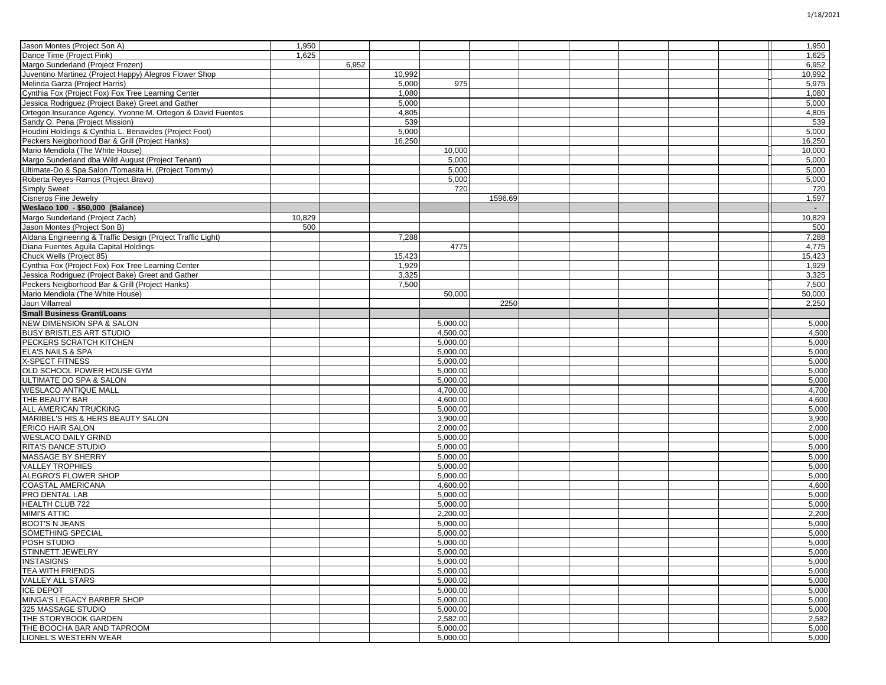| | | | | | | | | | | | |
|---|---|---|---|---|---|---|---|---|---|---|---|
| Jason Montes (Project Son A) | 1,950 | | | | | | | | | | 1,950 |
| Dance Time (Project Pink) | 1,625 | | | | | | | | | | 1,625 |
| Margo Sunderland (Project Frozen) | | 6,952 | | | | | | | | | 6,952 |
| Juventino Martinez (Project Happy) Alegros Flower Shop | | | 10,992 | | | | | | | | 10,992 |
| Melinda Garza (Project Harris) | | | 5,000 | 975 | | | | | | | 5,975 |
| Cynthia Fox (Project Fox) Fox Tree Learning Center | | | 1,080 | | | | | | | | 1,080 |
| Jessica Rodriguez (Project Bake) Greet and Gather | | | 5,000 | | | | | | | | 5,000 |
| Ortegon Insurance Agency, Yvonne M. Ortegon & David Fuentes | | | 4,805 | | | | | | | | 4,805 |
| Sandy O. Pena (Project Mission) | | | 539 | | | | | | | | 539 |
| Houdini Holdings & Cynthia L. Benavides (Project Foot) | | | 5,000 | | | | | | | | 5,000 |
| Peckers Neigborhood Bar & Grill (Project Hanks) | | | 16,250 | | | | | | | | 16,250 |
| Mario Mendiola (The White House) | | | | 10,000 | | | | | | | 10,000 |
| Margo Sunderland dba Wild August (Project Tenant) | | | | 5,000 | | | | | | | 5,000 |
| Ultimate-Do & Spa Salon /Tomasita H. (Project Tommy) | | | | 5,000 | | | | | | | 5,000 |
| Roberta Reyes-Ramos (Project Bravo) | | | | 5,000 | | | | | | | 5,000 |
| Simply Sweet | | | | 720 | | | | | | | 720 |
| Cisneros Fine Jewelry | | | | | 1596.69 | | | | | | 1,597 |
| **Weslaco 100 - $50,000 (Balance)** | | | | | | | | | | | - |
| Margo Sunderland (Project Zach) | 10,829 | | | | | | | | | | 10,829 |
| Jason Montes (Project Son B) | 500 | | | | | | | | | | 500 |
| Aldana Engineering & Traffic Design (Project Traffic Light) | | | 7,288 | | | | | | | | 7,288 |
| Diana Fuentes Aguila Capital Holdings | | | | 4775 | | | | | | | 4,775 |
| Chuck Wells (Project 85) | | | 15,423 | | | | | | | | 15,423 |
| Cynthia Fox (Project Fox) Fox Tree Learning Center | | | 1,929 | | | | | | | | 1,929 |
| Jessica Rodriguez (Project Bake) Greet and Gather | | | 3,325 | | | | | | | | 3,325 |
| Peckers Neigborhood Bar & Grill (Project Hanks) | | | 7,500 | | | | | | | | 7,500 |
| Mario Mendiola (The White House) | | | | 50,000 | | | | | | | 50,000 |
| Jaun Villarreal | | | | | 2250 | | | | | | 2,250 |
| **Small Business Grant/Loans** | | | | | | | | | | | |
| NEW DIMENSION SPA & SALON | | | | 5,000.00 | | | | | | | 5,000 |
| BUSY BRISTLES ART STUDIO | | | | 4,500.00 | | | | | | | 4,500 |
| PECKERS SCRATCH KITCHEN | | | | 5,000.00 | | | | | | | 5,000 |
| ELA'S NAILS & SPA | | | | 5,000.00 | | | | | | | 5,000 |
| X-SPECT FITNESS | | | | 5,000.00 | | | | | | | 5,000 |
| OLD SCHOOL POWER HOUSE GYM | | | | 5,000.00 | | | | | | | 5,000 |
| ULTIMATE DO SPA & SALON | | | | 5,000.00 | | | | | | | 5,000 |
| WESLACO ANTIQUE MALL | | | | 4,700.00 | | | | | | | 4,700 |
| THE BEAUTY BAR | | | | 4,600.00 | | | | | | | 4,600 |
| ALL AMERICAN TRUCKING | | | | 5,000.00 | | | | | | | 5,000 |
| MARIBEL'S HIS & HERS BEAUTY SALON | | | | 3,900.00 | | | | | | | 3,900 |
| ERICO HAIR SALON | | | | 2,000.00 | | | | | | | 2,000 |
| WESLACO DAILY GRIND | | | | 5,000.00 | | | | | | | 5,000 |
| RITA'S DANCE STUDIO | | | | 5,000.00 | | | | | | | 5,000 |
| MASSAGE BY SHERRY | | | | 5,000.00 | | | | | | | 5,000 |
| VALLEY TROPHIES | | | | 5,000.00 | | | | | | | 5,000 |
| ALEGRO'S FLOWER SHOP | | | | 5,000.00 | | | | | | | 5,000 |
| COASTAL AMERICANA | | | | 4,600.00 | | | | | | | 4,600 |
| PRO DENTAL LAB | | | | 5,000.00 | | | | | | | 5,000 |
| HEALTH CLUB 722 | | | | 5,000.00 | | | | | | | 5,000 |
| MIMI'S ATTIC | | | | 2,200.00 | | | | | | | 2,200 |
| BOOT'S N JEANS | | | | 5,000.00 | | | | | | | 5,000 |
| SOMETHING SPECIAL | | | | 5,000.00 | | | | | | | 5,000 |
| POSH STUDIO | | | | 5,000.00 | | | | | | | 5,000 |
| STINNETT JEWELRY | | | | 5,000.00 | | | | | | | 5,000 |
| INSTASIGNS | | | | 5,000.00 | | | | | | | 5,000 |
| TEA WITH FRIENDS | | | | 5,000.00 | | | | | | | 5,000 |
| VALLEY ALL STARS | | | | 5,000.00 | | | | | | | 5,000 |
| ICE DEPOT | | | | 5,000.00 | | | | | | | 5,000 |
| MINGA'S LEGACY BARBER SHOP | | | | 5,000.00 | | | | | | | 5,000 |
| 325 MASSAGE STUDIO | | | | 5,000.00 | | | | | | | 5,000 |
| THE STORYBOOK GARDEN | | | | 2,582.00 | | | | | | | 2,582 |
| THE BOOCHA BAR AND TAPROOM | | | | 5,000.00 | | | | | | | 5,000 |
| LIONEL'S WESTERN WEAR | | | | 5,000.00 | | | | | | | 5,000 |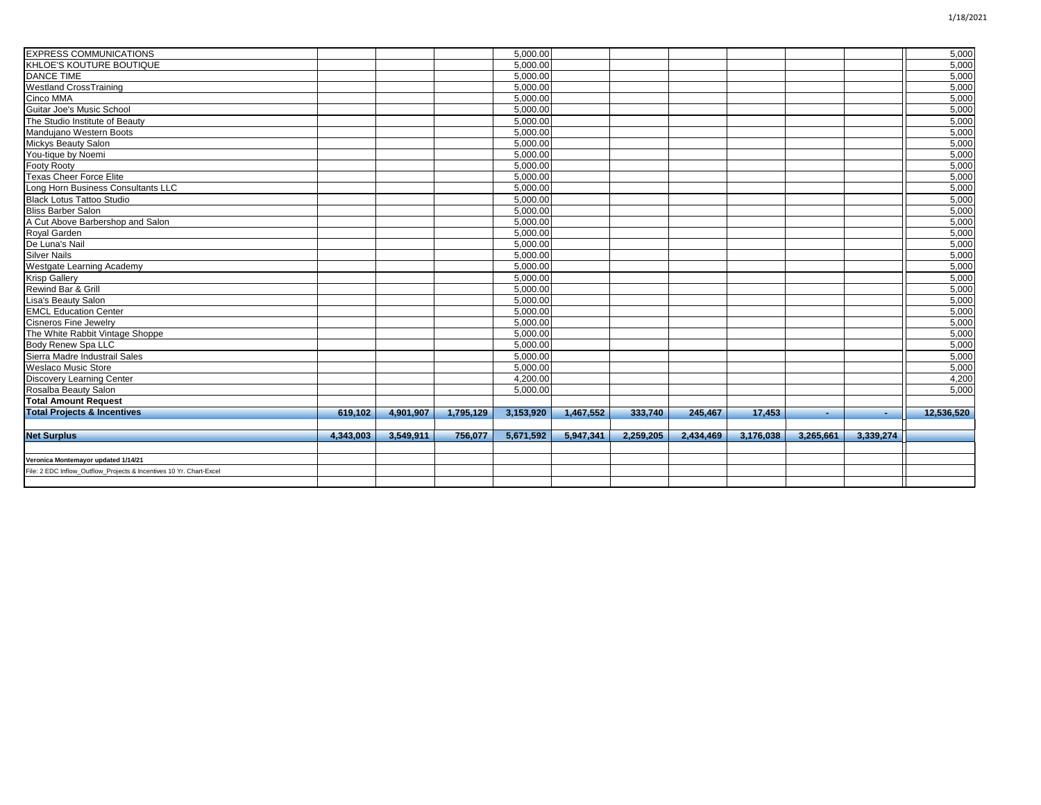| | | | | | | | | | | | |
|---|---|---|---|---|---|---|---|---|---|---|---|
| EXPRESS COMMUNICATIONS | | | | 5,000.00 | | | | | | | 5,000 |
| KHLOE'S KOUTURE BOUTIQUE | | | | 5,000.00 | | | | | | | 5,000 |
| DANCE TIME | | | | 5,000.00 | | | | | | | 5,000 |
| Westland CrossTraining | | | | 5,000.00 | | | | | | | 5,000 |
| Cinco MMA | | | | 5,000.00 | | | | | | | 5,000 |
| Guitar Joe's Music School | | | | 5,000.00 | | | | | | | 5,000 |
| The Studio Institute of Beauty | | | | 5,000.00 | | | | | | | 5,000 |
| Mandujano Western Boots | | | | 5,000.00 | | | | | | | 5,000 |
| Mickys Beauty Salon | | | | 5,000.00 | | | | | | | 5,000 |
| You-tique by Noemi | | | | 5,000.00 | | | | | | | 5,000 |
| Footy Rooty | | | | 5,000.00 | | | | | | | 5,000 |
| Texas Cheer Force Elite | | | | 5,000.00 | | | | | | | 5,000 |
| Long Horn Business Consultants LLC | | | | 5,000.00 | | | | | | | 5,000 |
| Black Lotus Tattoo Studio | | | | 5,000.00 | | | | | | | 5,000 |
| Bliss Barber Salon | | | | 5,000.00 | | | | | | | 5,000 |
| A Cut Above Barbershop and Salon | | | | 5,000.00 | | | | | | | 5,000 |
| Royal Garden | | | | 5,000.00 | | | | | | | 5,000 |
| De Luna's Nail | | | | 5,000.00 | | | | | | | 5,000 |
| Silver Nails | | | | 5,000.00 | | | | | | | 5,000 |
| Westgate Learning Academy | | | | 5,000.00 | | | | | | | 5,000 |
| Krisp Gallery | | | | 5,000.00 | | | | | | | 5,000 |
| Rewind Bar & Grill | | | | 5,000.00 | | | | | | | 5,000 |
| Lisa's Beauty Salon | | | | 5,000.00 | | | | | | | 5,000 |
| EMCL Education Center | | | | 5,000.00 | | | | | | | 5,000 |
| Cisneros Fine Jewelry | | | | 5,000.00 | | | | | | | 5,000 |
| The White Rabbit Vintage Shoppe | | | | 5,000.00 | | | | | | | 5,000 |
| Body Renew Spa LLC | | | | 5,000.00 | | | | | | | 5,000 |
| Sierra Madre Industrail Sales | | | | 5,000.00 | | | | | | | 5,000 |
| Weslaco Music Store | | | | 5,000.00 | | | | | | | 5,000 |
| Discovery Learning Center | | | | 4,200.00 | | | | | | | 4,200 |
| Rosalba Beauty Salon | | | | 5,000.00 | | | | | | | 5,000 |
| **Total Amount Request** | | | | | | | | | | | |
| **Total Projects & Incentives** | **619,102** | **4,901,907** | **1,795,129** | **3,153,920** | **1,467,552** | **333,740** | **245,467** | **17,453** | **-** | **-** | **12,536,520** |
| | | | | | | | | | | | |
| **Net Surplus** | **4,343,003** | **3,549,911** | **756,077** | **5,671,592** | **5,947,341** | **2,259,205** | **2,434,469** | **3,176,038** | **3,265,661** | **3,339,274** | |
| | | | | | | | | | | | |
| **Veronica Montemayor updated 1/14/21** | | | | | | | | | | | |
| File: 2 EDC Inflow_Outflow_Projects & Incentives 10 Yr. Chart-Excel | | | | | | | | | | | |